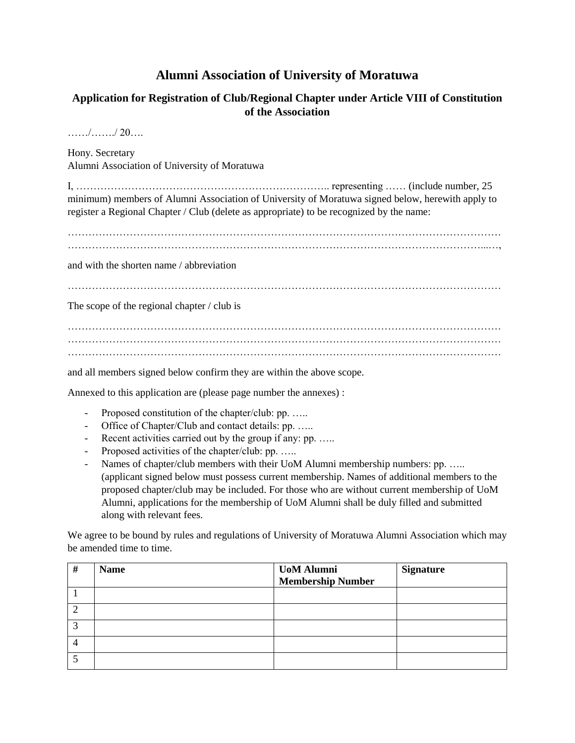# Alumni Association of University of Moratuwa

## Application for Registration of Club/Regional Chapter under Article VIII of Constitution of the Association

……/……./ 20….

Hony. Secretary
Alumni Association of University of Moratuwa

I, ……………………………………………………………….. representing …… (include number, 25 minimum) members of Alumni Association of University of Moratuwa signed below, herewith apply to register a Regional Chapter / Club (delete as appropriate) to be recognized by the name:

…………………………………………………………………………………………………………
…………………………………………………………………………………………………...…,

and with the shorten name / abbreviation

…………………………………………………………………………………………………………

The scope of the regional chapter / club is

…………………………………………………………………………………………………………
…………………………………………………………………………………………………………
…………………………………………………………………………………………………………

and all members signed below confirm they are within the above scope.

Annexed to this application are (please page number the annexes) :

- Proposed constitution of the chapter/club: pp. …..
- Office of Chapter/Club and contact details: pp. …..
- Recent activities carried out by the group if any: pp. …..
- Proposed activities of the chapter/club: pp. …..
- Names of chapter/club members with their UoM Alumni membership numbers: pp. ….. (applicant signed below must possess current membership. Names of additional members to the proposed chapter/club may be included. For those who are without current membership of UoM Alumni, applications for the membership of UoM Alumni shall be duly filled and submitted along with relevant fees.

We agree to be bound by rules and regulations of University of Moratuwa Alumni Association which may be amended time to time.

| # | Name | UoM Alumni Membership Number | Signature |
|---|---|---|---|
| 1 | | | |
| 2 | | | |
| 3 | | | |
| 4 | | | |
| 5 | | | |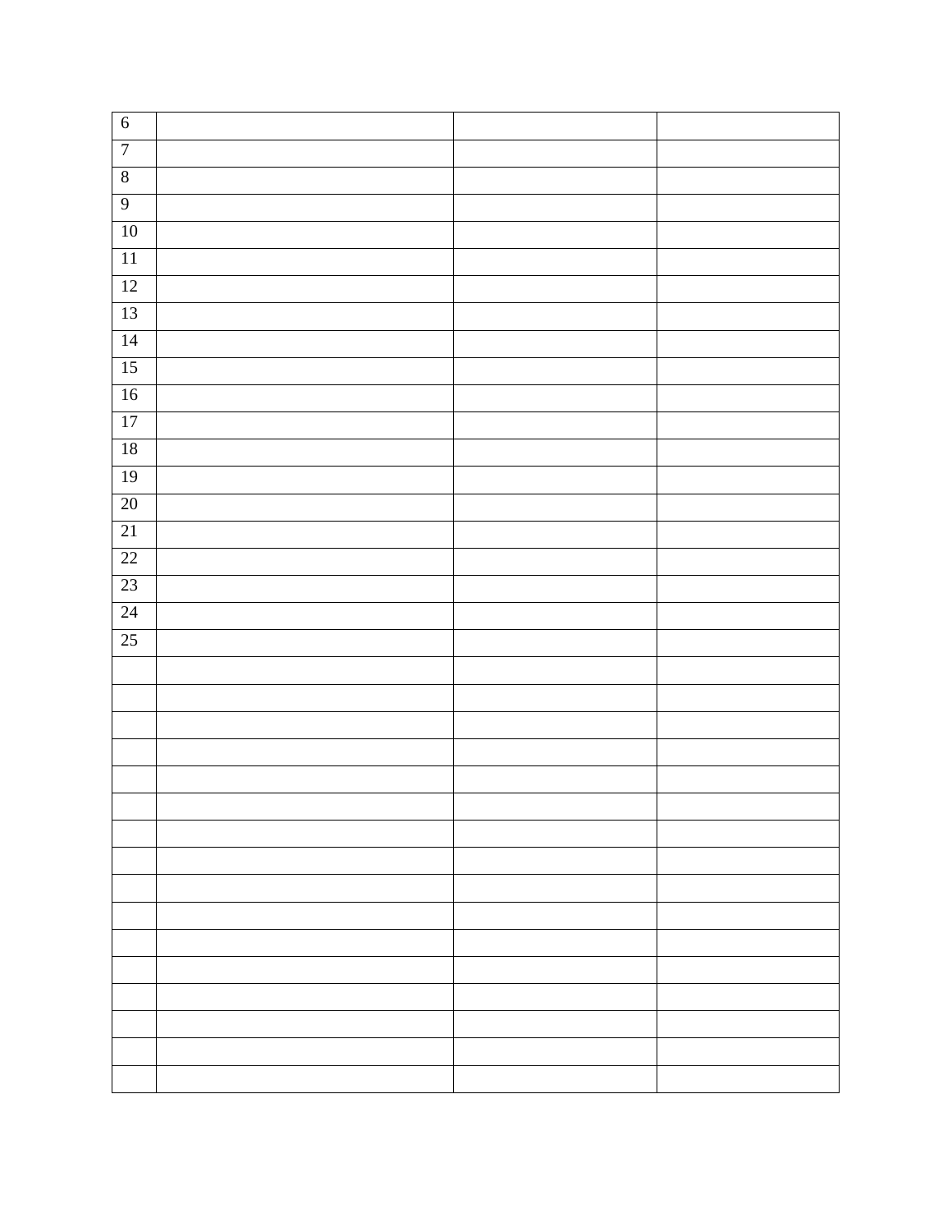| | | | |
|---|---|---|---|
| 6 | | | |
| 7 | | | |
| 8 | | | |
| 9 | | | |
| 10 | | | |
| 11 | | | |
| 12 | | | |
| 13 | | | |
| 14 | | | |
| 15 | | | |
| 16 | | | |
| 17 | | | |
| 18 | | | |
| 19 | | | |
| 20 | | | |
| 21 | | | |
| 22 | | | |
| 23 | | | |
| 24 | | | |
| 25 | | | |
| | | | |
| | | | |
| | | | |
| | | | |
| | | | |
| | | | |
| | | | |
| | | | |
| | | | |
| | | | |
| | | | |
| | | | |
| | | | |
| | | | |
| | | | |
| | | | |